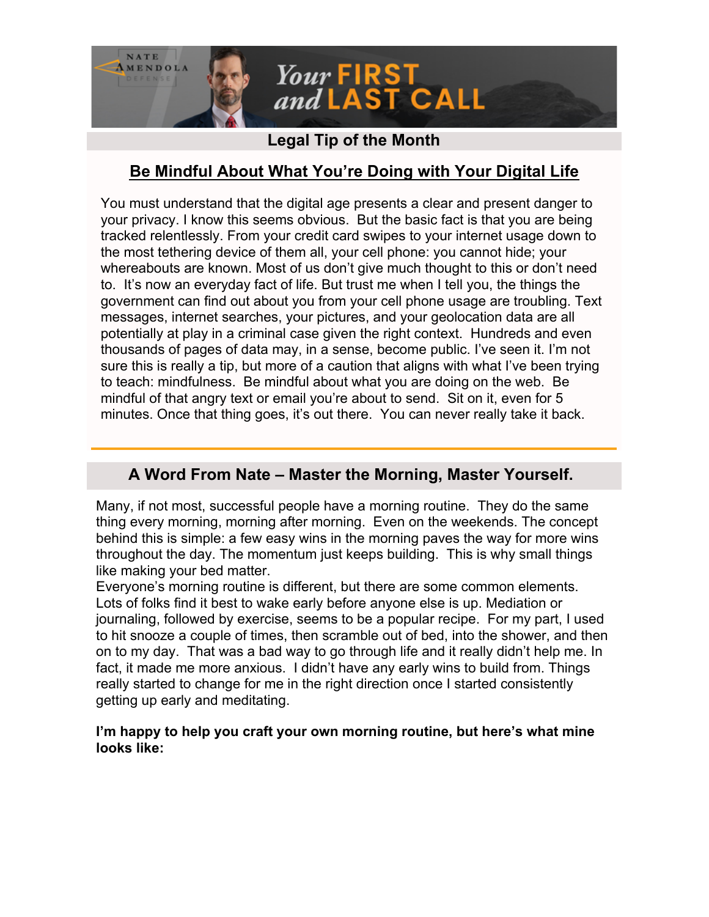Your FIRST and LAST CALL

## Legal Tip of the Month

### Be Mindful About What You're Doing with Your Digital Life

You must understand that the digital age presents a clear and present danger to your privacy. I know this seems obvious. But the basic fact is that you are being tracked relentlessly. From your credit card swipes to your internet usage down to the most tethering device of them all, your cell phone: you cannot hide; your whereabouts are known. Most of us don't give much thought to this or don't need to. It's now an everyday fact of life. But trust me when I tell you, the things the government can find out about you from your cell phone usage are troubling. Text messages, internet searches, your pictures, and your geolocation data are all potentially at play in a criminal case given the right context. Hundreds and even thousands of pages of data may, in a sense, become public. I've seen it. I'm not sure this is really a tip, but more of a caution that aligns with what I've been trying to teach: mindfulness. Be mindful about what you are doing on the web. Be mindful of that angry text or email you're about to send. Sit on it, even for 5 minutes. Once that thing goes, it's out there. You can never really take it back.

## A Word From Nate – Master the Morning, Master Yourself.

Many, if not most, successful people have a morning routine. They do the same thing every morning, morning after morning. Even on the weekends. The concept behind this is simple: a few easy wins in the morning paves the way for more wins throughout the day. The momentum just keeps building. This is why small things like making your bed matter.

Everyone's morning routine is different, but there are some common elements. Lots of folks find it best to wake early before anyone else is up. Mediation or journaling, followed by exercise, seems to be a popular recipe. For my part, I used to hit snooze a couple of times, then scramble out of bed, into the shower, and then on to my day. That was a bad way to go through life and it really didn't help me. In fact, it made me more anxious. I didn't have any early wins to build from. Things really started to change for me in the right direction once I started consistently getting up early and meditating.

**I'm happy to help you craft your own morning routine, but here's what mine looks like:**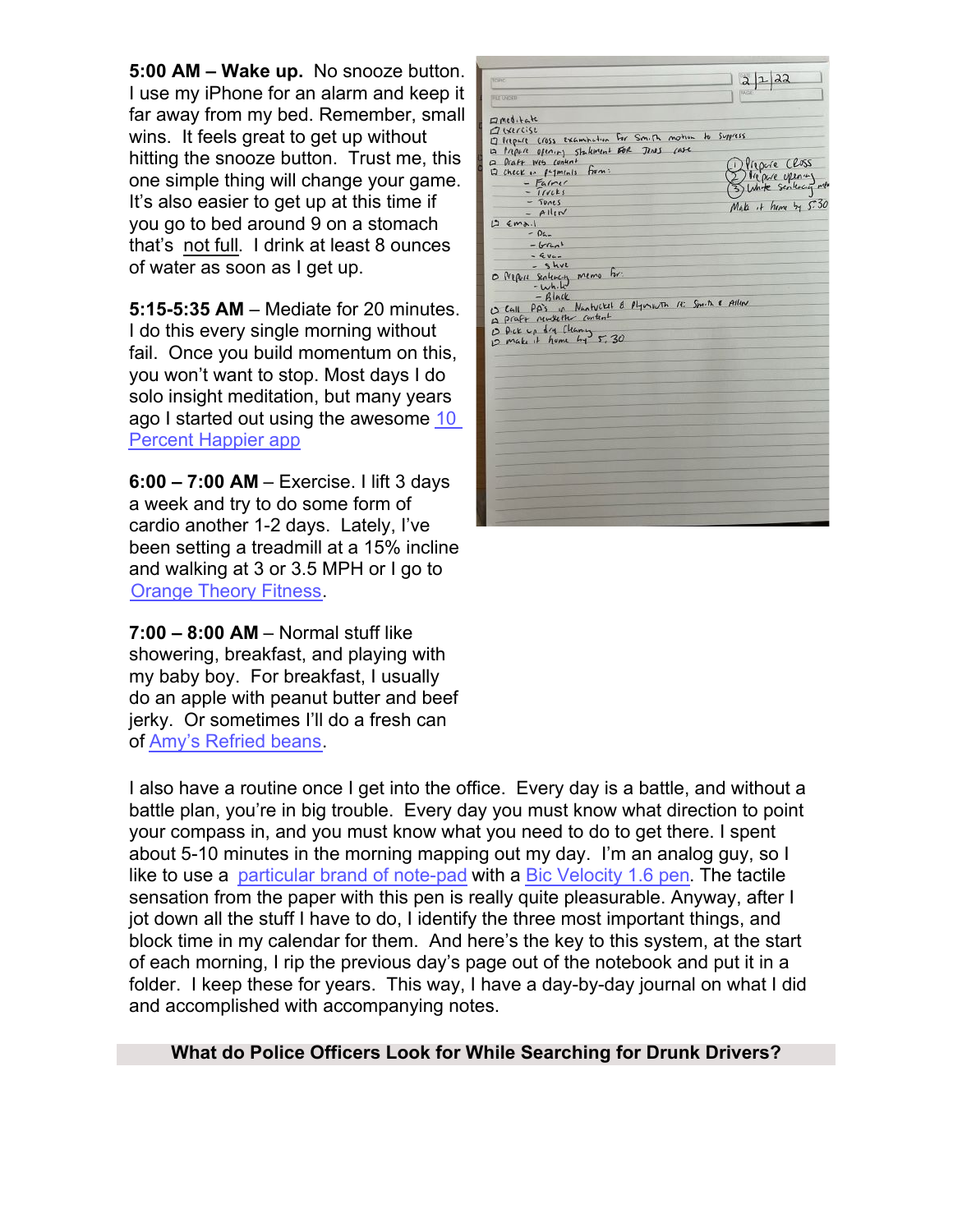**5:00 AM – Wake up.** No snooze button. I use my iPhone for an alarm and keep it far away from my bed. Remember, small wins. It feels great to get up without hitting the snooze button. Trust me, this one simple thing will change your game. It's also easier to get up at this time if you go to bed around 9 on a stomach that's not full. I drink at least 8 ounces of water as soon as I get up.

**5:15-5:35 AM** – Mediate for 20 minutes. I do this every single morning without fail. Once you build momentum on this, you won't want to stop. Most days I do solo insight meditation, but many years ago I started out using the awesome [10 Percent Happier app](10 Percent Happier app)

**6:00 – 7:00 AM** – Exercise. I lift 3 days a week and try to do some form of cardio another 1-2 days. Lately, I've been setting a treadmill at a 15% incline and walking at 3 or 3.5 MPH or I go to [Orange Theory Fitness](Orange Theory Fitness).

**7:00 – 8:00 AM** – Normal stuff like showering, breakfast, and playing with my baby boy. For breakfast, I usually do an apple with peanut butter and beef jerky. Or sometimes I'll do a fresh can of [Amy's Refried beans](Amy's Refried beans).

I also have a routine once I get into the office. Every day is a battle, and without a battle plan, you're in big trouble. Every day you must know what direction to point your compass in, and you must know what you need to do to get there. I spent about 5-10 minutes in the morning mapping out my day. I'm an analog guy, so I like to use a [particular brand of note-pad](particular brand of note-pad) with a [Bic Velocity 1.6 pen](Bic Velocity 1.6 pen). The tactile sensation from the paper with this pen is really quite pleasurable. Anyway, after I jot down all the stuff I have to do, I identify the three most important things, and block time in my calendar for them. And here's the key to this system, at the start of each morning, I rip the previous day's page out of the notebook and put it in a folder. I keep these for years. This way, I have a day-by-day journal on what I did and accomplished with accompanying notes.

## What do Police Officers Look for While Searching for Drunk Drivers?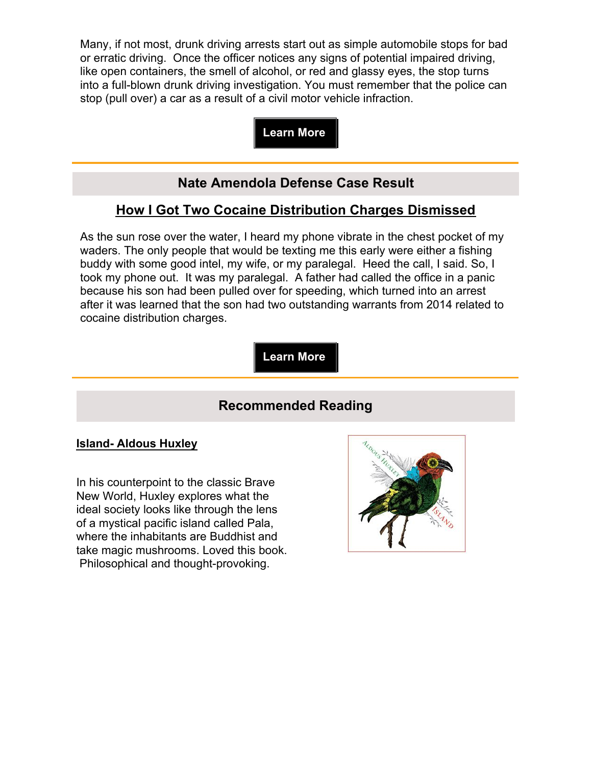Many, if not most, drunk driving arrests start out as simple automobile stops for bad or erratic driving. Once the officer notices any signs of potential impaired driving, like open containers, the smell of alcohol, or red and glassy eyes, the stop turns into a full-blown drunk driving investigation. You must remember that the police can stop (pull over) a car as a result of a civil motor vehicle infraction.

**Learn More**

---

## Nate Amendola Defense Case Result

### How I Got Two Cocaine Distribution Charges Dismissed

As the sun rose over the water, I heard my phone vibrate in the chest pocket of my waders. The only people that would be texting me this early were either a fishing buddy with some good intel, my wife, or my paralegal. Heed the call, I said. So, I took my phone out. It was my paralegal. A father had called the office in a panic because his son had been pulled over for speeding, which turned into an arrest after it was learned that the son had two outstanding warrants from 2014 related to cocaine distribution charges.

**Learn More**

---

## Recommended Reading

**Island- Aldous Huxley**

In his counterpoint to the classic Brave New World, Huxley explores what the ideal society looks like through the lens of a mystical pacific island called Pala, where the inhabitants are Buddhist and take magic mushrooms. Loved this book. Philosophical and thought-provoking.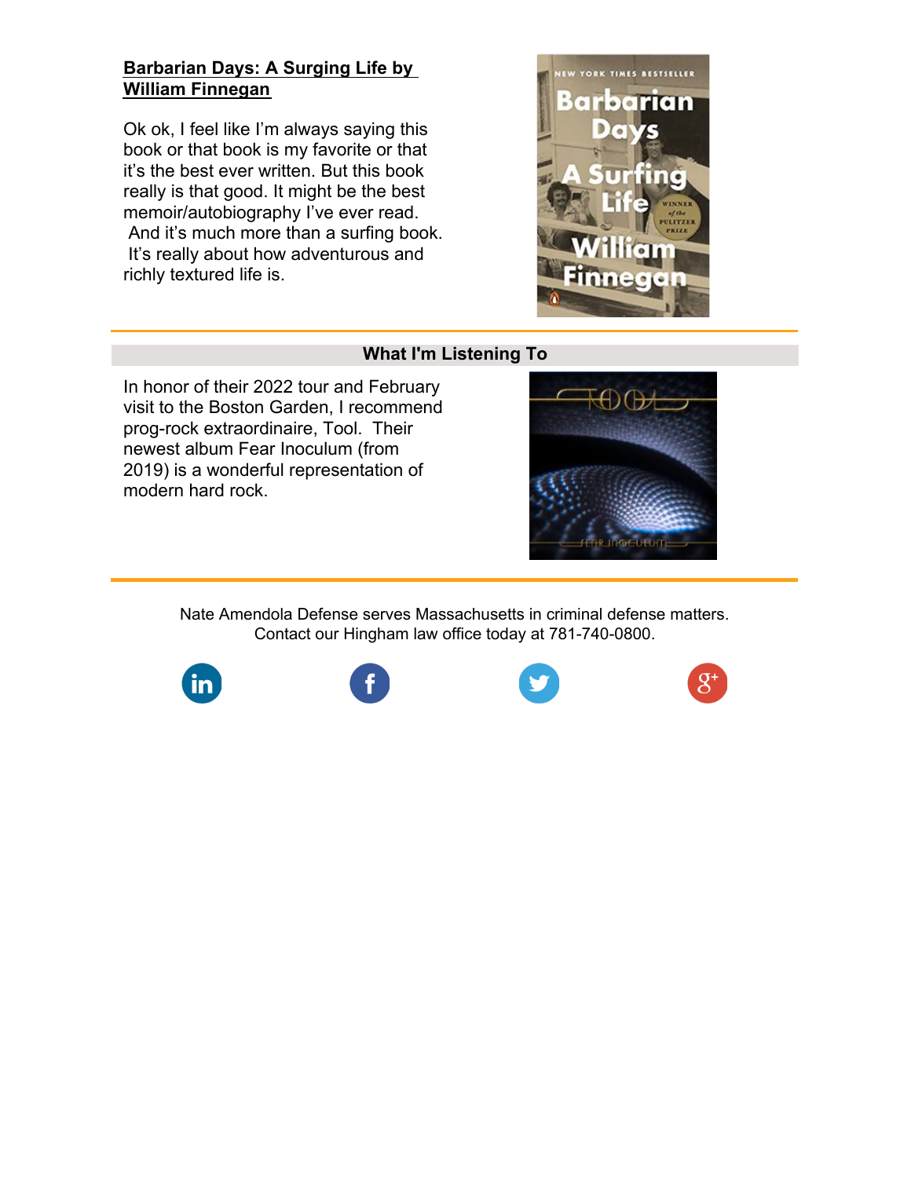**Barbarian Days: A Surging Life by William Finnegan**

Ok ok, I feel like I'm always saying this book or that book is my favorite or that it's the best ever written. But this book really is that good. It might be the best memoir/autobiography I've ever read. And it's much more than a surfing book. It's really about how adventurous and richly textured life is.

## What I'm Listening To

In honor of their 2022 tour and February visit to the Boston Garden, I recommend prog-rock extraordinaire, Tool. Their newest album Fear Inoculum (from 2019) is a wonderful representation of modern hard rock.

Nate Amendola Defense serves Massachusetts in criminal defense matters.
Contact our Hingham law office today at 781-740-0800.